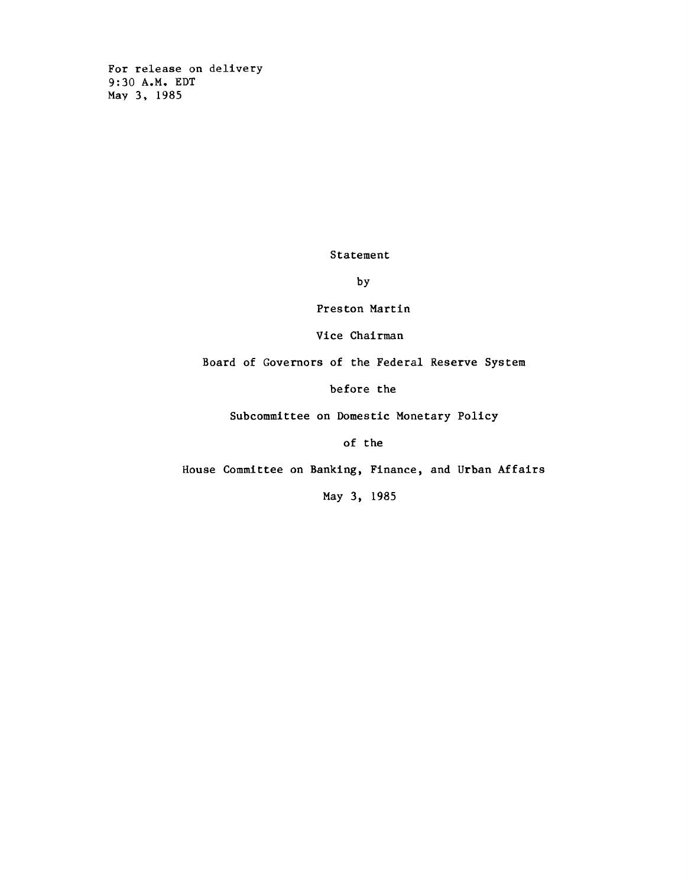For release on delivery
9:30 A.M. EDT
May 3, 1985

Statement

by

Preston Martin

Vice Chairman

Board of Governors of the Federal Reserve System

before the

Subcommittee on Domestic Monetary Policy

of the

House Committee on Banking, Finance, and Urban Affairs

May 3, 1985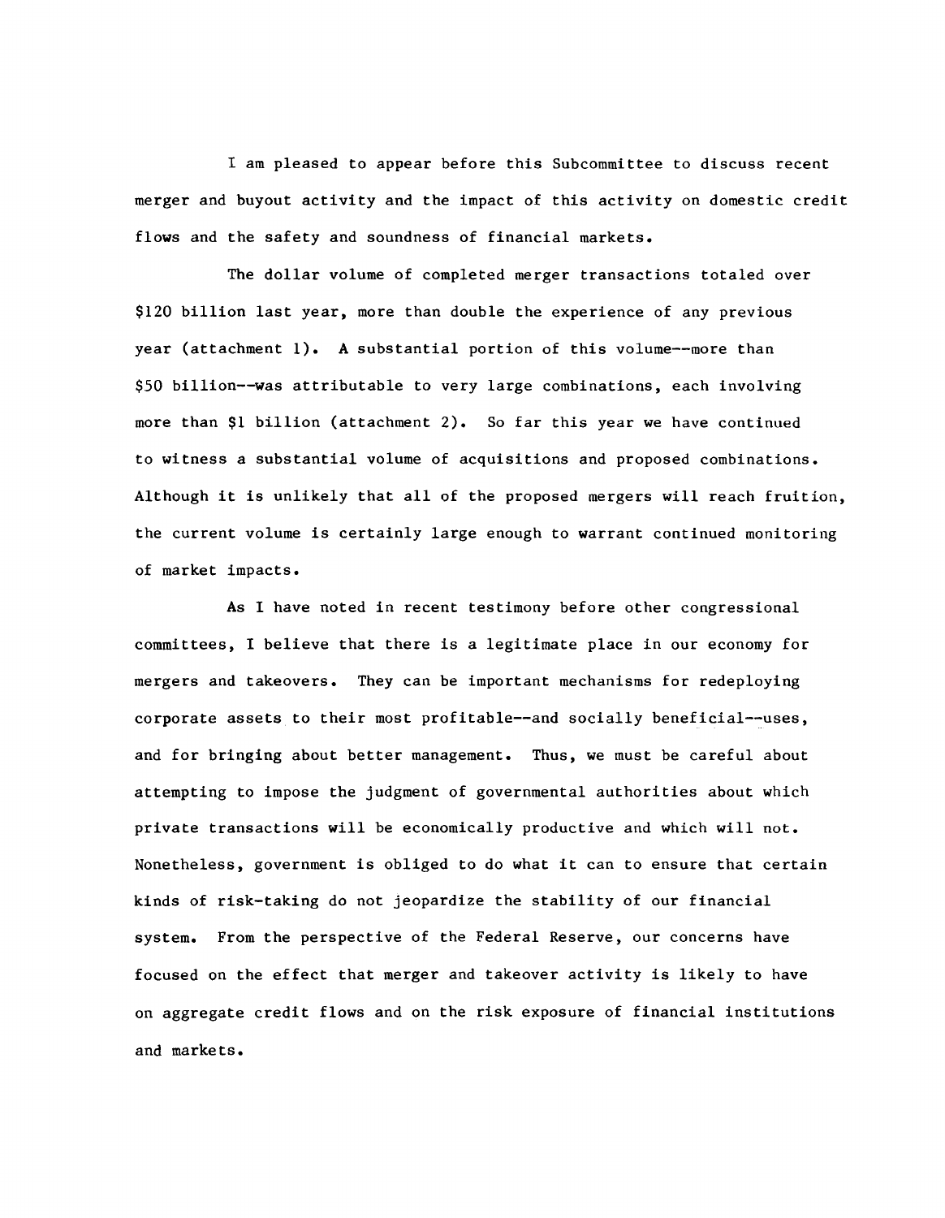I am pleased to appear before this Subcommittee to discuss recent merger and buyout activity and the impact of this activity on domestic credit flows and the safety and soundness of financial markets.

The dollar volume of completed merger transactions totaled over $120 billion last year, more than double the experience of any previous year (attachment 1). A substantial portion of this volume--more than $50 billion--was attributable to very large combinations, each involving more than $1 billion (attachment 2). So far this year we have continued to witness a substantial volume of acquisitions and proposed combinations. Although it is unlikely that all of the proposed mergers will reach fruition, the current volume is certainly large enough to warrant continued monitoring of market impacts.

As I have noted in recent testimony before other congressional committees, I believe that there is a legitimate place in our economy for mergers and takeovers. They can be important mechanisms for redeploying corporate assets to their most profitable--and socially beneficial--uses, and for bringing about better management. Thus, we must be careful about attempting to impose the judgment of governmental authorities about which private transactions will be economically productive and which will not. Nonetheless, government is obliged to do what it can to ensure that certain kinds of risk-taking do not jeopardize the stability of our financial system. From the perspective of the Federal Reserve, our concerns have focused on the effect that merger and takeover activity is likely to have on aggregate credit flows and on the risk exposure of financial institutions and markets.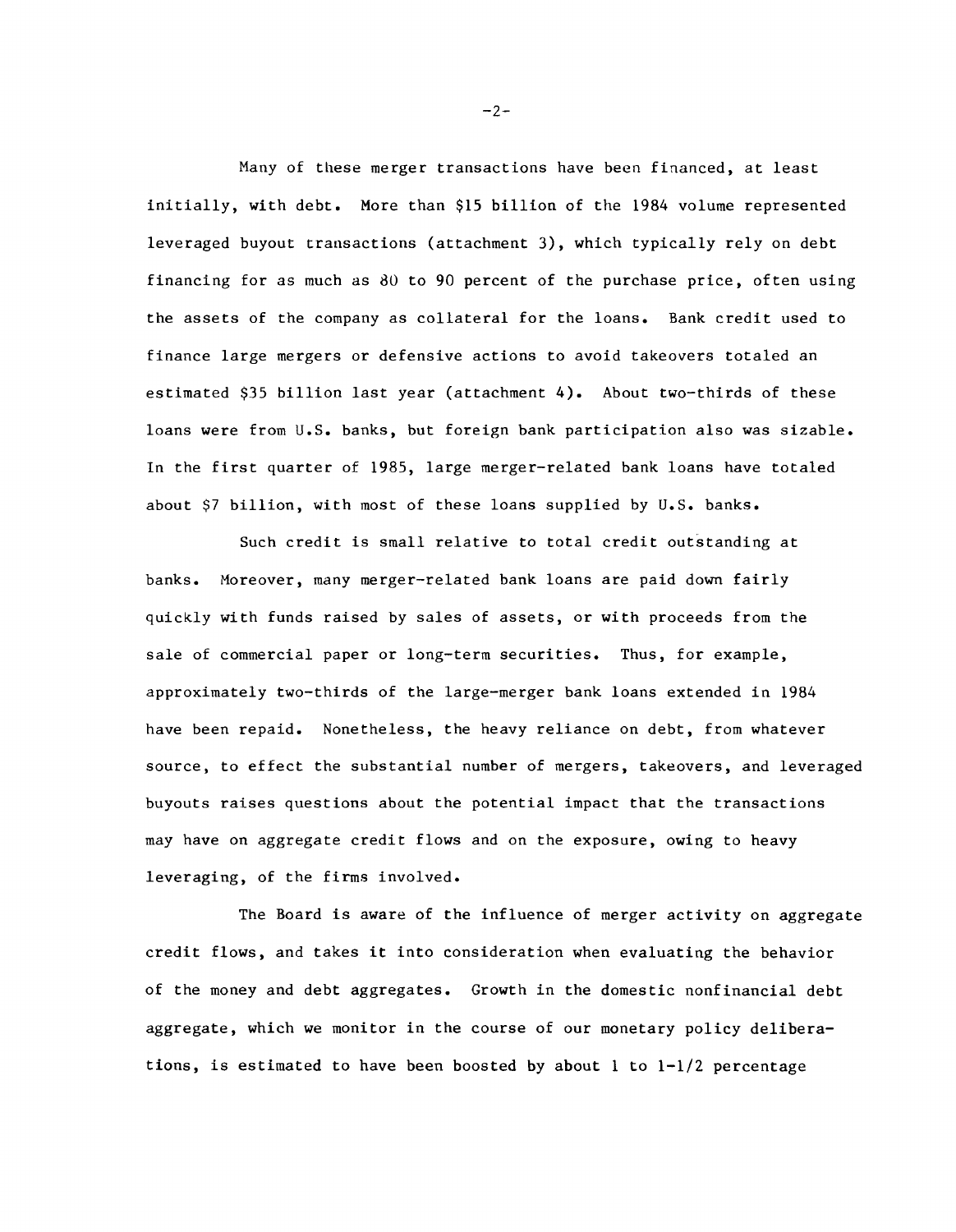Many of these merger transactions have been financed, at least initially, with debt. More than $15 billion of the 1984 volume represented leveraged buyout transactions (attachment 3), which typically rely on debt financing for as much as 80 to 90 percent of the purchase price, often using the assets of the company as collateral for the loans. Bank credit used to finance large mergers or defensive actions to avoid takeovers totaled an estimated $35 billion last year (attachment 4). About two-thirds of these loans were from U.S. banks, but foreign bank participation also was sizable. In the first quarter of 1985, large merger-related bank loans have totaled about $7 billion, with most of these loans supplied by U.S. banks.

Such credit is small relative to total credit outstanding at banks. Moreover, many merger-related bank loans are paid down fairly quickly with funds raised by sales of assets, or with proceeds from the sale of commercial paper or long-term securities. Thus, for example, approximately two-thirds of the large-merger bank loans extended in 1984 have been repaid. Nonetheless, the heavy reliance on debt, from whatever source, to effect the substantial number of mergers, takeovers, and leveraged buyouts raises questions about the potential impact that the transactions may have on aggregate credit flows and on the exposure, owing to heavy leveraging, of the firms involved.

The Board is aware of the influence of merger activity on aggregate credit flows, and takes it into consideration when evaluating the behavior of the money and debt aggregates. Growth in the domestic nonfinancial debt aggregate, which we monitor in the course of our monetary policy deliberations, is estimated to have been boosted by about 1 to 1-1/2 percentage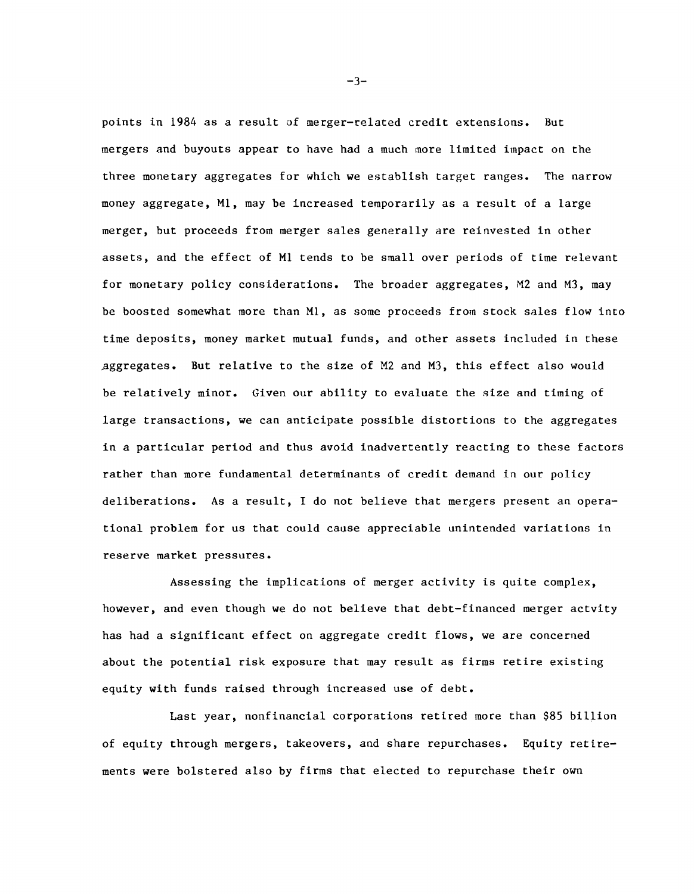points in 1984 as a result of merger-related credit extensions. But mergers and buyouts appear to have had a much more limited impact on the three monetary aggregates for which we establish target ranges. The narrow money aggregate, M1, may be increased temporarily as a result of a large merger, but proceeds from merger sales generally are reinvested in other assets, and the effect of M1 tends to be small over periods of time relevant for monetary policy considerations. The broader aggregates, M2 and M3, may be boosted somewhat more than M1, as some proceeds from stock sales flow into time deposits, money market mutual funds, and other assets included in these aggregates. But relative to the size of M2 and M3, this effect also would be relatively minor. Given our ability to evaluate the size and timing of large transactions, we can anticipate possible distortions to the aggregates in a particular period and thus avoid inadvertently reacting to these factors rather than more fundamental determinants of credit demand in our policy deliberations. As a result, I do not believe that mergers present an operational problem for us that could cause appreciable unintended variations in reserve market pressures.

Assessing the implications of merger activity is quite complex, however, and even though we do not believe that debt-financed merger actvity has had a significant effect on aggregate credit flows, we are concerned about the potential risk exposure that may result as firms retire existing equity with funds raised through increased use of debt.

Last year, nonfinancial corporations retired more than $85 billion of equity through mergers, takeovers, and share repurchases. Equity retirements were bolstered also by firms that elected to repurchase their own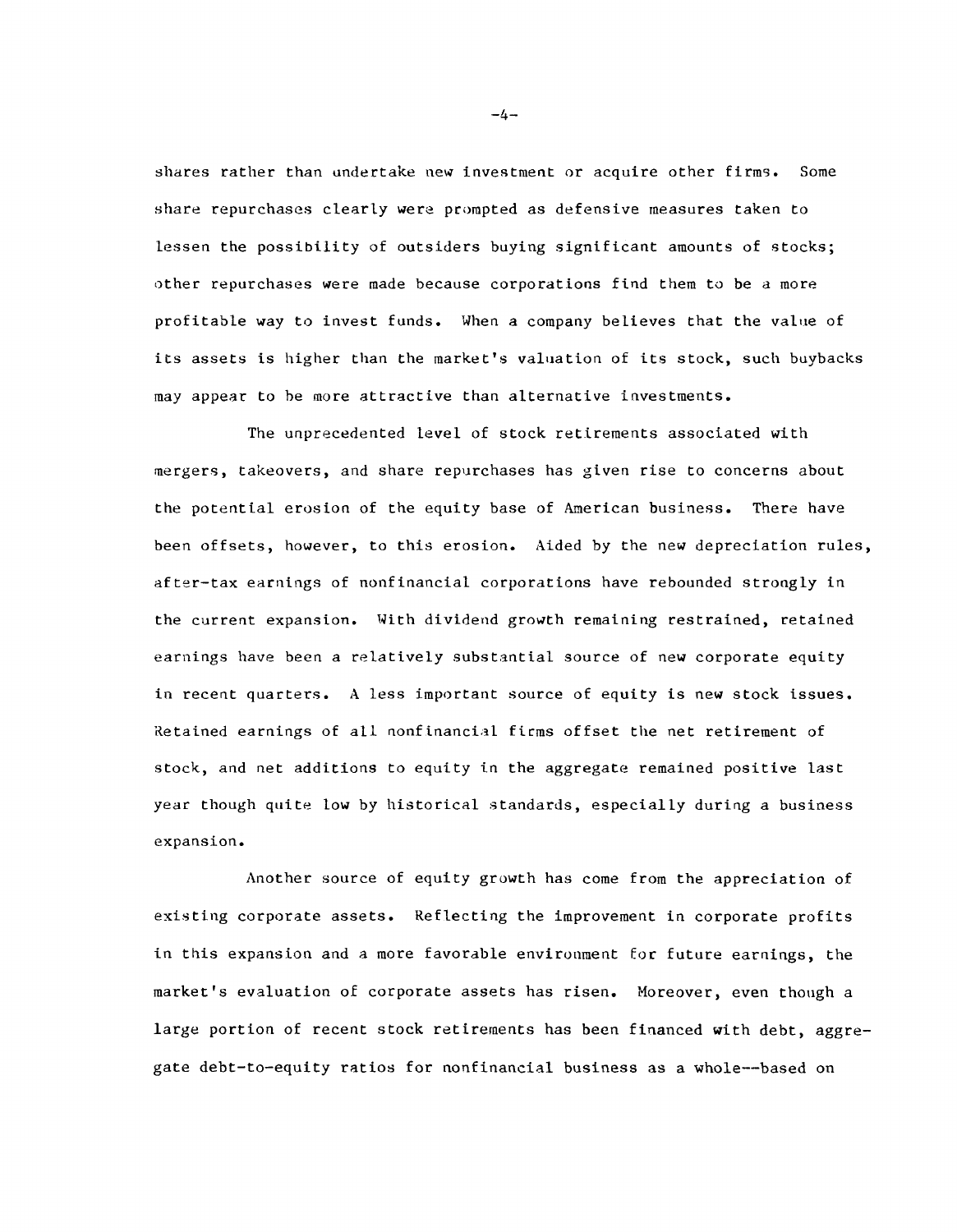shares rather than undertake new investment or acquire other firms. Some share repurchases clearly were prompted as defensive measures taken to lessen the possibility of outsiders buying significant amounts of stocks; other repurchases were made because corporations find them to be a more profitable way to invest funds. When a company believes that the value of its assets is higher than the market's valuation of its stock, such buybacks may appear to be more attractive than alternative investments.

The unprecedented level of stock retirements associated with mergers, takeovers, and share repurchases has given rise to concerns about the potential erosion of the equity base of American business. There have been offsets, however, to this erosion. Aided by the new depreciation rules, after-tax earnings of nonfinancial corporations have rebounded strongly in the current expansion. With dividend growth remaining restrained, retained earnings have been a relatively substantial source of new corporate equity in recent quarters. A less important source of equity is new stock issues. Retained earnings of all nonfinancial firms offset the net retirement of stock, and net additions to equity in the aggregate remained positive last year though quite low by historical standards, especially during a business expansion.

Another source of equity growth has come from the appreciation of existing corporate assets. Reflecting the improvement in corporate profits in this expansion and a more favorable environment for future earnings, the market's evaluation of corporate assets has risen. Moreover, even though a large portion of recent stock retirements has been financed with debt, aggregate debt-to-equity ratios for nonfinancial business as a whole--based on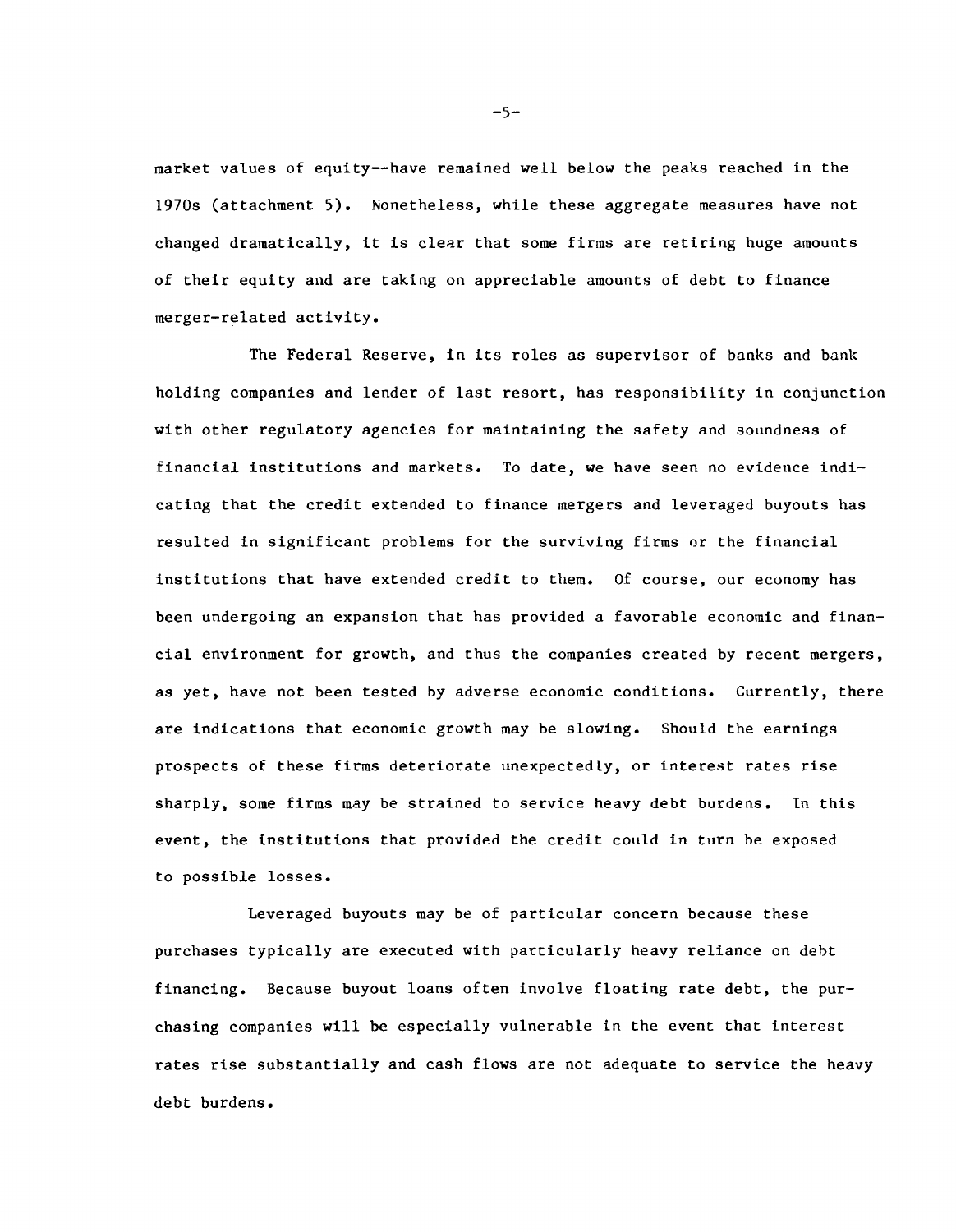market values of equity--have remained well below the peaks reached in the 1970s (attachment 5). Nonetheless, while these aggregate measures have not changed dramatically, it is clear that some firms are retiring huge amounts of their equity and are taking on appreciable amounts of debt to finance merger-related activity.

The Federal Reserve, in its roles as supervisor of banks and bank holding companies and lender of last resort, has responsibility in conjunction with other regulatory agencies for maintaining the safety and soundness of financial institutions and markets. To date, we have seen no evidence indicating that the credit extended to finance mergers and leveraged buyouts has resulted in significant problems for the surviving firms or the financial institutions that have extended credit to them. Of course, our economy has been undergoing an expansion that has provided a favorable economic and financial environment for growth, and thus the companies created by recent mergers, as yet, have not been tested by adverse economic conditions. Currently, there are indications that economic growth may be slowing. Should the earnings prospects of these firms deteriorate unexpectedly, or interest rates rise sharply, some firms may be strained to service heavy debt burdens. In this event, the institutions that provided the credit could in turn be exposed to possible losses.

Leveraged buyouts may be of particular concern because these purchases typically are executed with particularly heavy reliance on debt financing. Because buyout loans often involve floating rate debt, the purchasing companies will be especially vulnerable in the event that interest rates rise substantially and cash flows are not adequate to service the heavy debt burdens.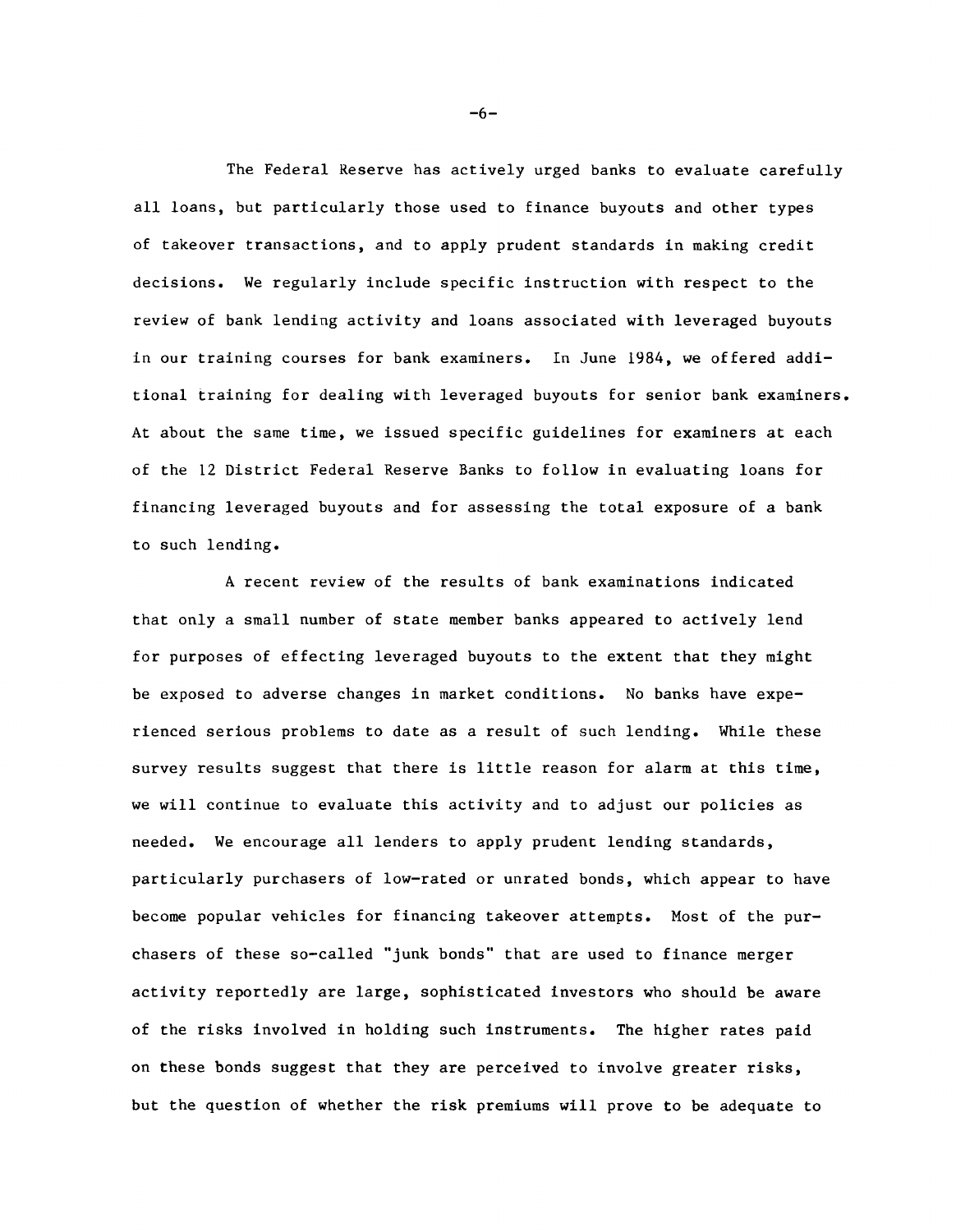The Federal Reserve has actively urged banks to evaluate carefully all loans, but particularly those used to finance buyouts and other types of takeover transactions, and to apply prudent standards in making credit decisions. We regularly include specific instruction with respect to the review of bank lending activity and loans associated with leveraged buyouts in our training courses for bank examiners. In June 1984, we offered additional training for dealing with leveraged buyouts for senior bank examiners. At about the same time, we issued specific guidelines for examiners at each of the 12 District Federal Reserve Banks to follow in evaluating loans for financing leveraged buyouts and for assessing the total exposure of a bank to such lending.

A recent review of the results of bank examinations indicated that only a small number of state member banks appeared to actively lend for purposes of effecting leveraged buyouts to the extent that they might be exposed to adverse changes in market conditions. No banks have experienced serious problems to date as a result of such lending. While these survey results suggest that there is little reason for alarm at this time, we will continue to evaluate this activity and to adjust our policies as needed. We encourage all lenders to apply prudent lending standards, particularly purchasers of low-rated or unrated bonds, which appear to have become popular vehicles for financing takeover attempts. Most of the purchasers of these so-called "junk bonds" that are used to finance merger activity reportedly are large, sophisticated investors who should be aware of the risks involved in holding such instruments. The higher rates paid on these bonds suggest that they are perceived to involve greater risks, but the question of whether the risk premiums will prove to be adequate to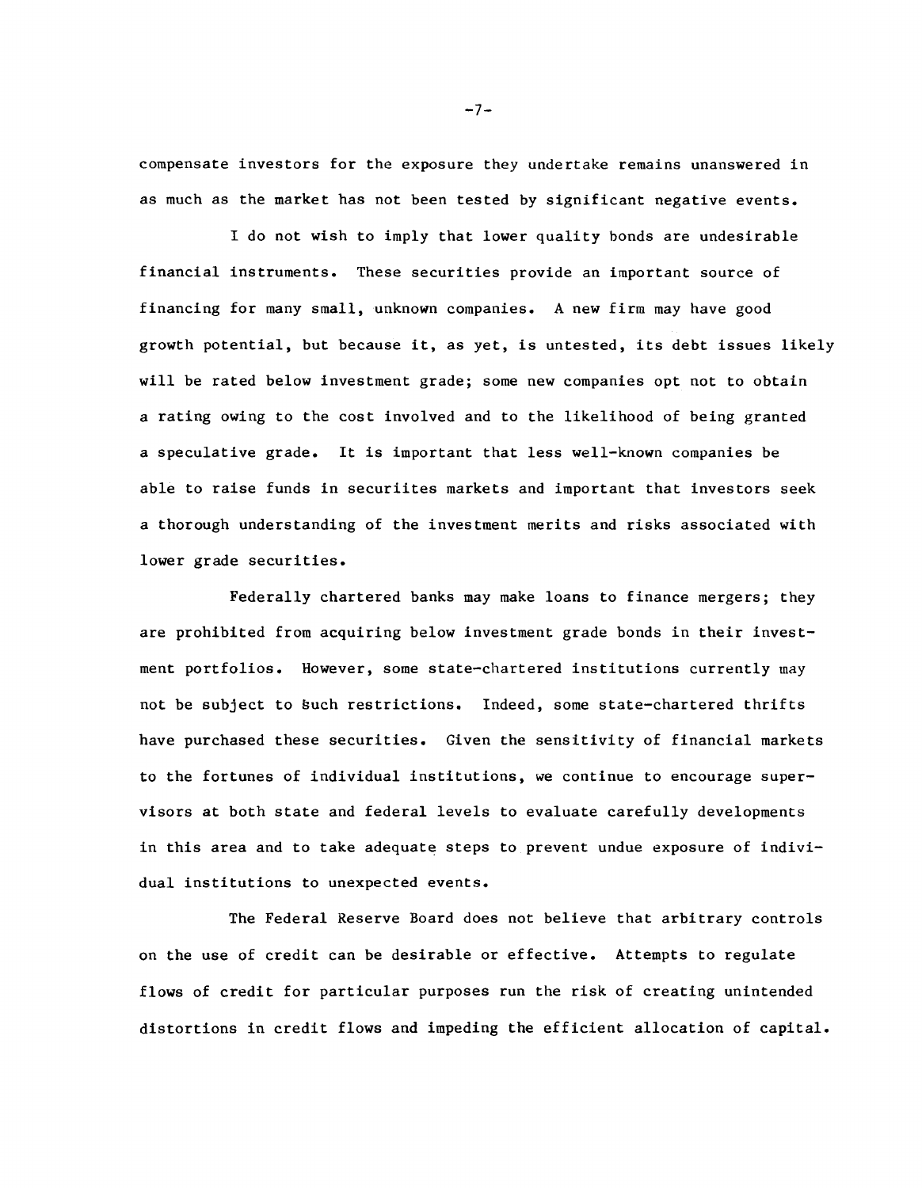compensate investors for the exposure they undertake remains unanswered in as much as the market has not been tested by significant negative events.

I do not wish to imply that lower quality bonds are undesirable financial instruments. These securities provide an important source of financing for many small, unknown companies. A new firm may have good growth potential, but because it, as yet, is untested, its debt issues likely will be rated below investment grade; some new companies opt not to obtain a rating owing to the cost involved and to the likelihood of being granted a speculative grade. It is important that less well-known companies be able to raise funds in securiites markets and important that investors seek a thorough understanding of the investment merits and risks associated with lower grade securities.

Federally chartered banks may make loans to finance mergers; they are prohibited from acquiring below investment grade bonds in their investment portfolios. However, some state-chartered institutions currently may not be subject to such restrictions. Indeed, some state-chartered thrifts have purchased these securities. Given the sensitivity of financial markets to the fortunes of individual institutions, we continue to encourage supervisors at both state and federal levels to evaluate carefully developments in this area and to take adequate steps to prevent undue exposure of individual institutions to unexpected events.

The Federal Reserve Board does not believe that arbitrary controls on the use of credit can be desirable or effective. Attempts to regulate flows of credit for particular purposes run the risk of creating unintended distortions in credit flows and impeding the efficient allocation of capital.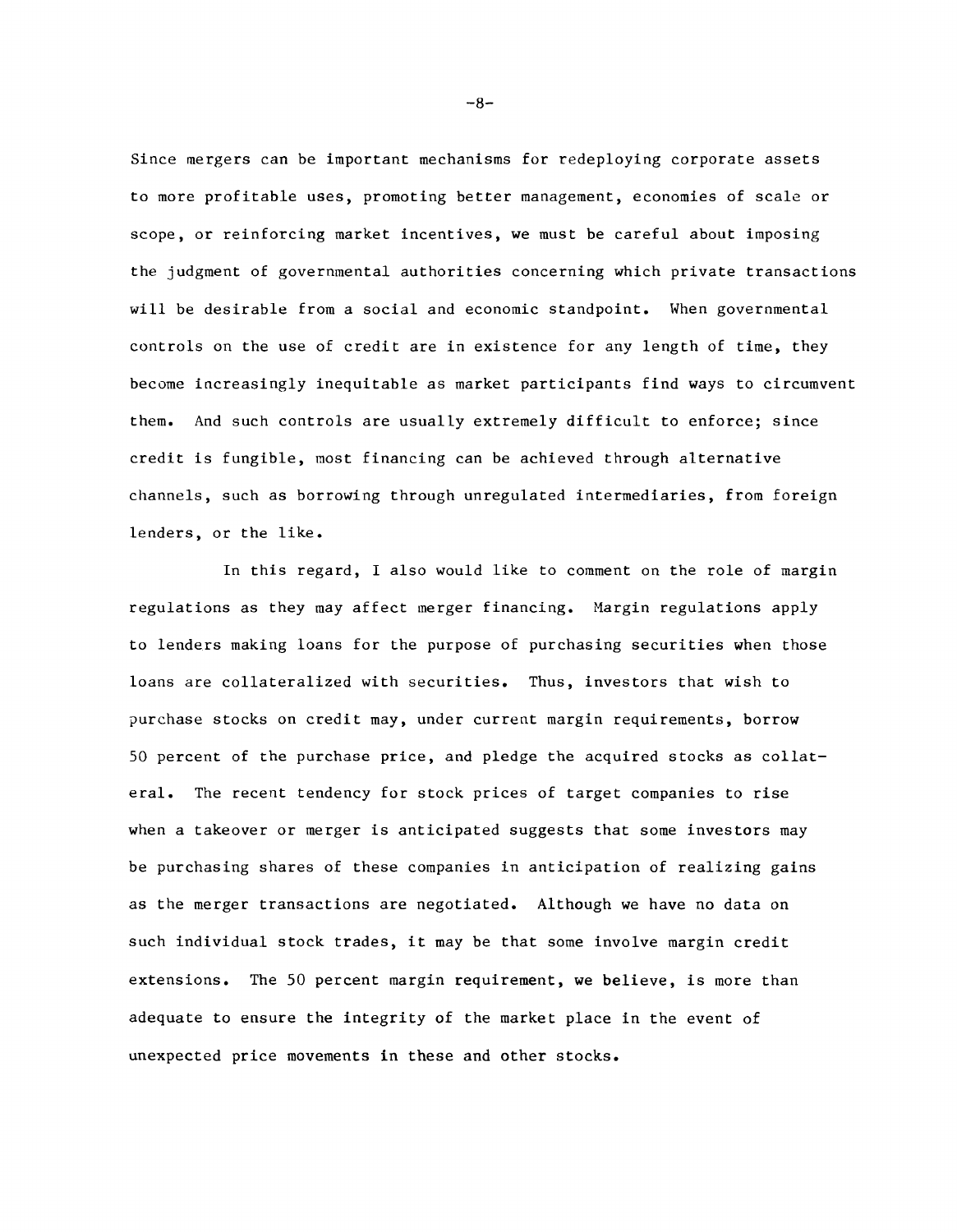Since mergers can be important mechanisms for redeploying corporate assets to more profitable uses, promoting better management, economies of scale or scope, or reinforcing market incentives, we must be careful about imposing the judgment of governmental authorities concerning which private transactions will be desirable from a social and economic standpoint. When governmental controls on the use of credit are in existence for any length of time, they become increasingly inequitable as market participants find ways to circumvent them. And such controls are usually extremely difficult to enforce; since credit is fungible, most financing can be achieved through alternative channels, such as borrowing through unregulated intermediaries, from foreign lenders, or the like.

In this regard, I also would like to comment on the role of margin regulations as they may affect merger financing. Margin regulations apply to lenders making loans for the purpose of purchasing securities when those loans are collateralized with securities. Thus, investors that wish to purchase stocks on credit may, under current margin requirements, borrow 50 percent of the purchase price, and pledge the acquired stocks as collateral. The recent tendency for stock prices of target companies to rise when a takeover or merger is anticipated suggests that some investors may be purchasing shares of these companies in anticipation of realizing gains as the merger transactions are negotiated. Although we have no data on such individual stock trades, it may be that some involve margin credit extensions. The 50 percent margin requirement, we believe, is more than adequate to ensure the integrity of the market place in the event of unexpected price movements in these and other stocks.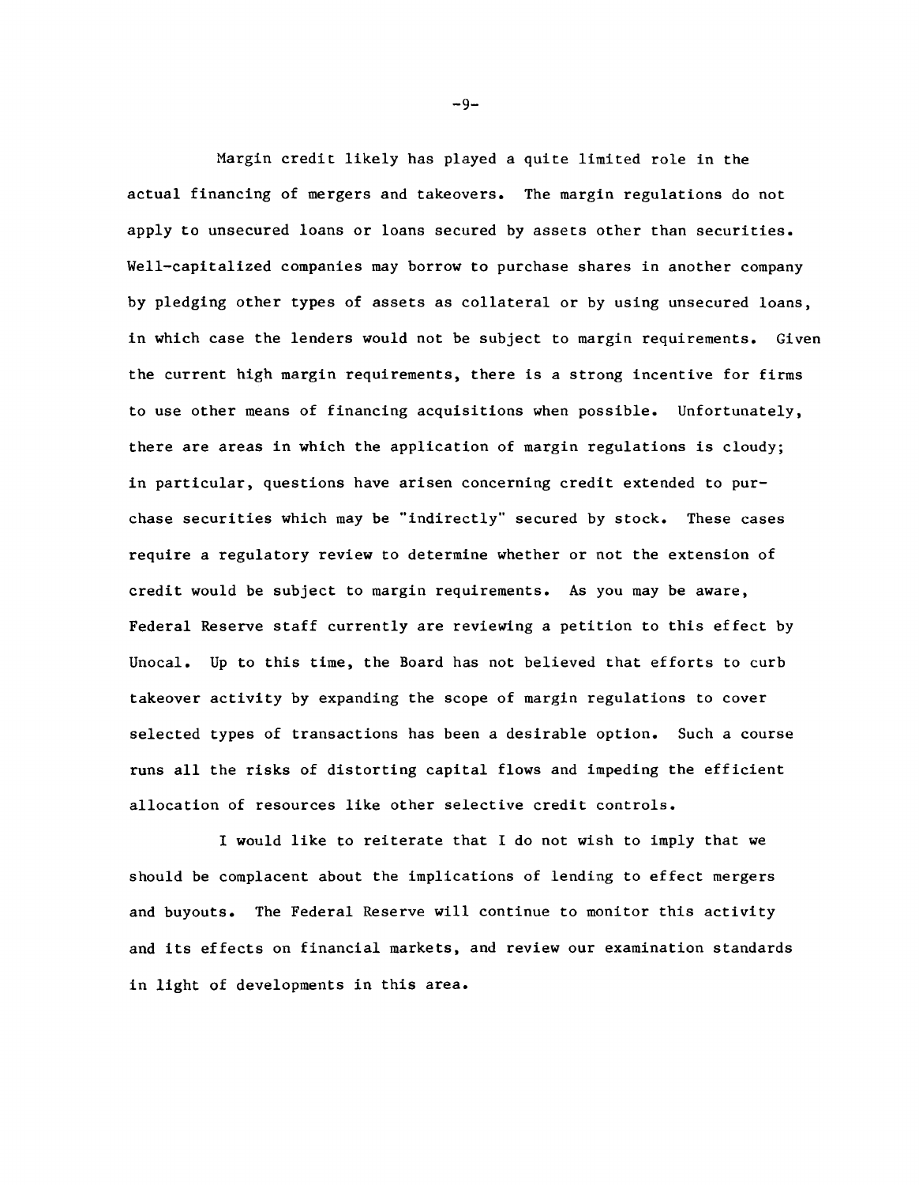Margin credit likely has played a quite limited role in the actual financing of mergers and takeovers. The margin regulations do not apply to unsecured loans or loans secured by assets other than securities. Well-capitalized companies may borrow to purchase shares in another company by pledging other types of assets as collateral or by using unsecured loans, in which case the lenders would not be subject to margin requirements. Given the current high margin requirements, there is a strong incentive for firms to use other means of financing acquisitions when possible. Unfortunately, there are areas in which the application of margin regulations is cloudy; in particular, questions have arisen concerning credit extended to purchase securities which may be "indirectly" secured by stock. These cases require a regulatory review to determine whether or not the extension of credit would be subject to margin requirements. As you may be aware, Federal Reserve staff currently are reviewing a petition to this effect by Unocal. Up to this time, the Board has not believed that efforts to curb takeover activity by expanding the scope of margin regulations to cover selected types of transactions has been a desirable option. Such a course runs all the risks of distorting capital flows and impeding the efficient allocation of resources like other selective credit controls.

I would like to reiterate that I do not wish to imply that we should be complacent about the implications of lending to effect mergers and buyouts. The Federal Reserve will continue to monitor this activity and its effects on financial markets, and review our examination standards in light of developments in this area.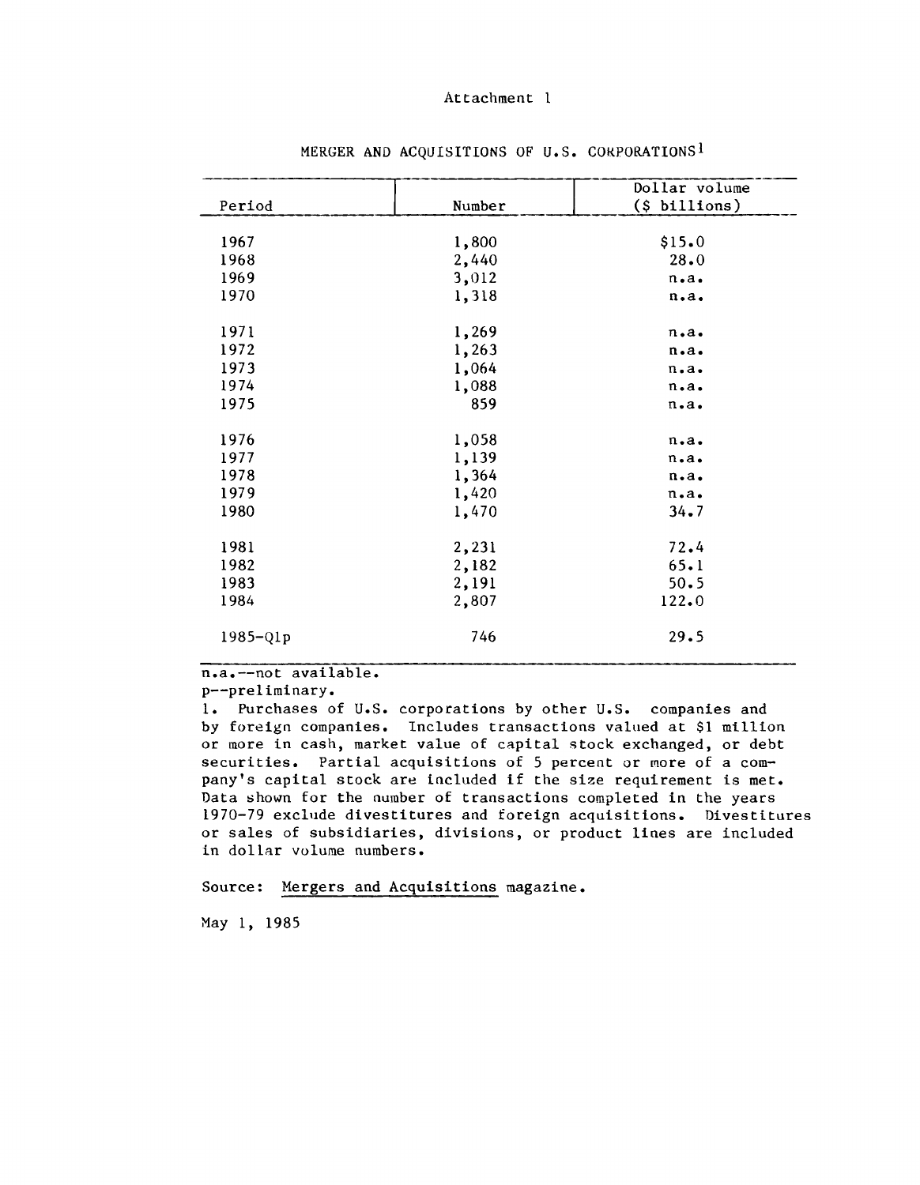Attachment 1

MERGER AND ACQUISITIONS OF U.S. CORPORATIONS[1]

| Period | Number | Dollar volume ($ billions) |
|---|---|---|
| 1967 | 1,800 | $15.0 |
| 1968 | 2,440 | 28.0 |
| 1969 | 3,012 | n.a. |
| 1970 | 1,318 | n.a. |
| 1971 | 1,269 | n.a. |
| 1972 | 1,263 | n.a. |
| 1973 | 1,064 | n.a. |
| 1974 | 1,088 | n.a. |
| 1975 | 859 | n.a. |
| 1976 | 1,058 | n.a. |
| 1977 | 1,139 | n.a. |
| 1978 | 1,364 | n.a. |
| 1979 | 1,420 | n.a. |
| 1980 | 1,470 | 34.7 |
| 1981 | 2,231 | 72.4 |
| 1982 | 2,182 | 65.1 |
| 1983 | 2,191 | 50.5 |
| 1984 | 2,807 | 122.0 |
| 1985-Q1p | 746 | 29.5 |

n.a.--not available.
p--preliminary.
1. Purchases of U.S. corporations by other U.S. companies and by foreign companies. Includes transactions valued at $1 million or more in cash, market value of capital stock exchanged, or debt securities. Partial acquisitions of 5 percent or more of a company's capital stock are included if the size requirement is met. Data shown for the number of transactions completed in the years 1970-79 exclude divestitures and foreign acquisitions. Divestitures or sales of subsidiaries, divisions, or product lines are included in dollar volume numbers.

Source: Mergers and Acquisitions magazine.

May 1, 1985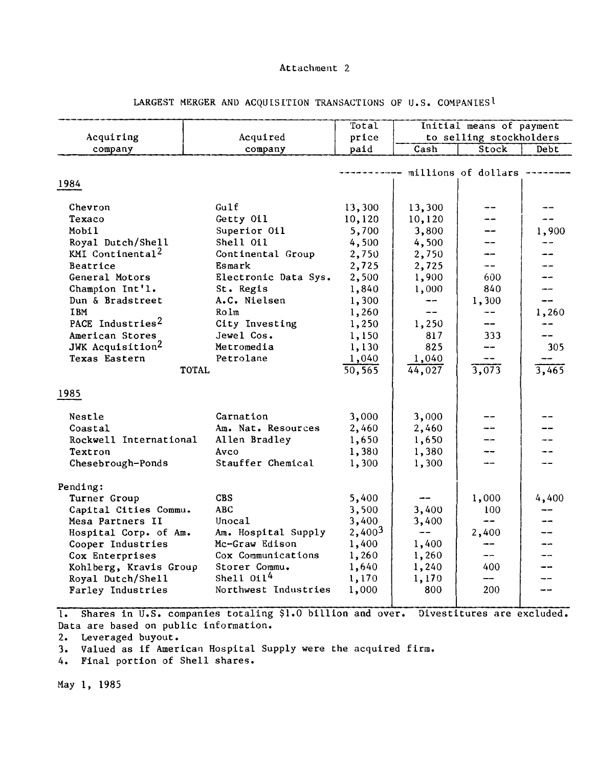Attachment 2

## LARGEST MERGER AND ACQUISITION TRANSACTIONS OF U.S. COMPANIES[1]

| Acquiring company | Acquired company | Total price paid | Initial means of payment to selling stockholders | | |
|---|---|---|---|---|---|
| | | | Cash | Stock | Debt |
| | | ----------- millions of dollars -------- | | | |
| **1984** | | | | | |
| Chevron | Gulf | 13,300 | 13,300 | -- | -- |
| Texaco | Getty Oil | 10,120 | 10,120 | -- | -- |
| Mobil | Superior Oil | 5,700 | 3,800 | -- | 1,900 |
| Royal Dutch/Shell | Shell Oil | 4,500 | 4,500 | -- | -- |
| KMI Continental[2] | Continental Group | 2,750 | 2,750 | -- | -- |
| Beatrice | Esmark | 2,725 | 2,725 | -- | -- |
| General Motors | Electronic Data Sys. | 2,500 | 1,900 | 600 | -- |
| Champion Int'l. | St. Regis | 1,840 | 1,000 | 840 | -- |
| Dun & Bradstreet | A.C. Nielsen | 1,300 | -- | 1,300 | -- |
| IBM | Rolm | 1,260 | -- | -- | 1,260 |
| PACE Industries[2] | City Investing | 1,250 | 1,250 | -- | -- |
| American Stores | Jewel Cos. | 1,150 | 817 | 333 | -- |
| JWK Acquisition[2] | Metromedia | 1,130 | 825 | -- | 305 |
| Texas Eastern | Petrolane | 1,040 | 1,040 | -- | -- |
| TOTAL | | 50,565 | 44,027 | 3,073 | 3,465 |
| **1985** | | | | | |
| Nestle | Carnation | 3,000 | 3,000 | -- | -- |
| Coastal | Am. Nat. Resources | 2,460 | 2,460 | -- | -- |
| Rockwell International | Allen Bradley | 1,650 | 1,650 | -- | -- |
| Textron | Avco | 1,380 | 1,380 | -- | -- |
| Chesebrough-Ponds | Stauffer Chemical | 1,300 | 1,300 | -- | -- |
| Pending: | | | | | |
| Turner Group | CBS | 5,400 | -- | 1,000 | 4,400 |
| Capital Cities Commu. | ABC | 3,500 | 3,400 | 100 | -- |
| Mesa Partners II | Unocal | 3,400 | 3,400 | -- | -- |
| Hospital Corp. of Am. | Am. Hospital Supply | 2,400[3] | -- | 2,400 | -- |
| Cooper Industries | Mc-Graw Edison | 1,400 | 1,400 | -- | -- |
| Cox Enterprises | Cox Communications | 1,260 | 1,260 | -- | -- |
| Kohlberg, Kravis Group | Storer Commu. | 1,640 | 1,240 | 400 | -- |
| Royal Dutch/Shell | Shell Oil[4] | 1,170 | 1,170 | -- | -- |
| Farley Industries | Northwest Industries | 1,000 | 800 | 200 | -- |

1. Shares in U.S. companies totaling $1.0 billion and over. Divestitures are excluded. Data are based on public information.
2. Leveraged buyout.
3. Valued as if American Hospital Supply were the acquired firm.
4. Final portion of Shell shares.

May 1, 1985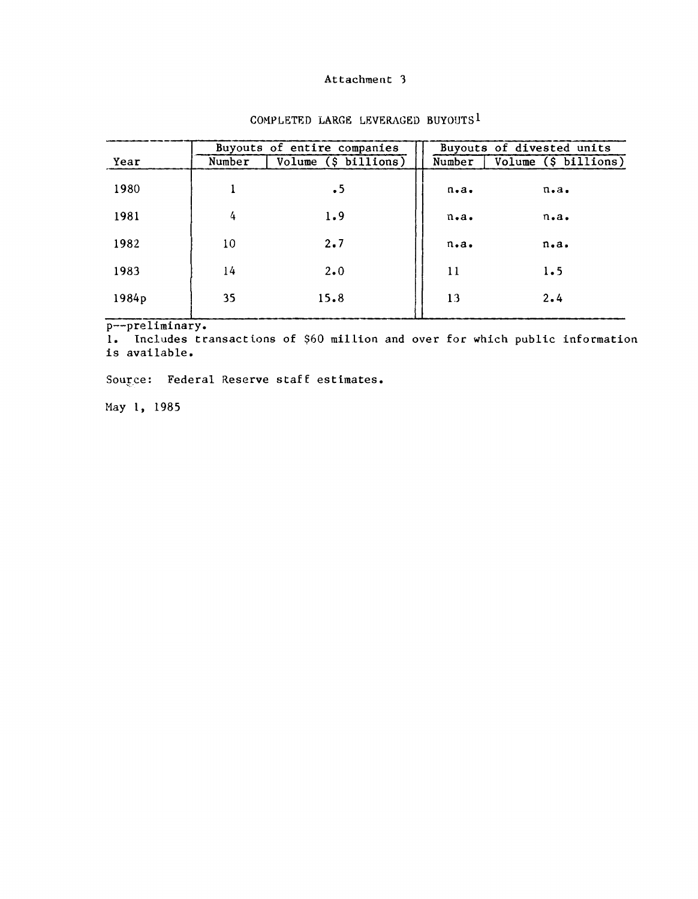Attachment 3

COMPLETED LARGE LEVERAGED BUYOUTS[1]

| Year | Buyouts of entire companies | | Buyouts of divested units | |
|---|---|---|---|---|
| | Number | Volume ($ billions) | Number | Volume ($ billions) |
| 1980 | 1 | .5 | n.a. | n.a. |
| 1981 | 4 | 1.9 | n.a. | n.a. |
| 1982 | 10 | 2.7 | n.a. | n.a. |
| 1983 | 14 | 2.0 | 11 | 1.5 |
| 1984p | 35 | 15.8 | 13 | 2.4 |

p--preliminary.

1. Includes transactions of $60 million and over for which public information is available.

Source: Federal Reserve staff estimates.

May 1, 1985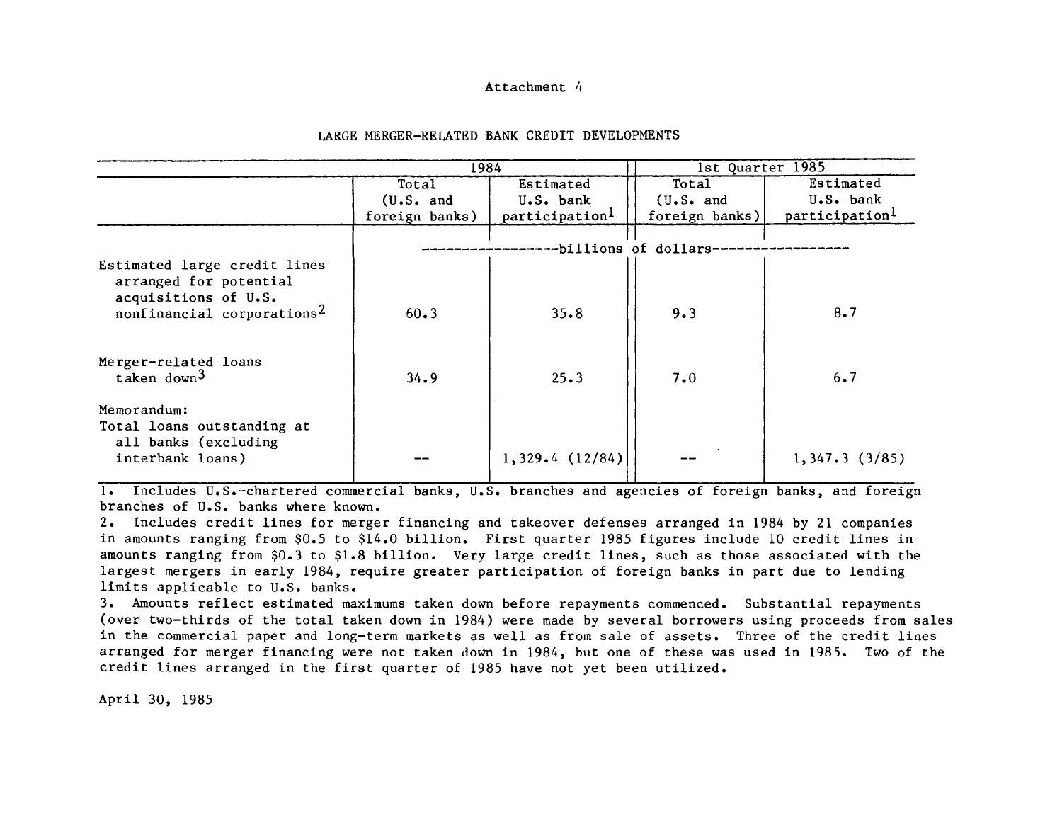Attachment 4

LARGE MERGER-RELATED BANK CREDIT DEVELOPMENTS

| | 1984 | | 1st Quarter 1985 | |
|---|---|---|---|---|
| | Total (U.S. and foreign banks) | Estimated U.S. bank participation[1] | Total (U.S. and foreign banks) | Estimated U.S. bank participation[1] |
| | ----------------billions of dollars---------------- | | | |
| Estimated large credit lines arranged for potential acquisitions of U.S. nonfinancial corporations[2] | 60.3 | 35.8 | 9.3 | 8.7 |
| Merger-related loans taken down[3] | 34.9 | 25.3 | 7.0 | 6.7 |
| Memorandum: Total loans outstanding at all banks (excluding interbank loans) | -- | 1,329.4 (12/84) | -- | 1,347.3 (3/85) |

1. Includes U.S.-chartered commercial banks, U.S. branches and agencies of foreign banks, and foreign branches of U.S. banks where known.
2. Includes credit lines for merger financing and takeover defenses arranged in 1984 by 21 companies in amounts ranging from $0.5 to $14.0 billion. First quarter 1985 figures include 10 credit lines in amounts ranging from $0.3 to $1.8 billion. Very large credit lines, such as those associated with the largest mergers in early 1984, require greater participation of foreign banks in part due to lending limits applicable to U.S. banks.
3. Amounts reflect estimated maximums taken down before repayments commenced. Substantial repayments (over two-thirds of the total taken down in 1984) were made by several borrowers using proceeds from sales in the commercial paper and long-term markets as well as from sale of assets. Three of the credit lines arranged for merger financing were not taken down in 1984, but one of these was used in 1985. Two of the credit lines arranged in the first quarter of 1985 have not yet been utilized.

April 30, 1985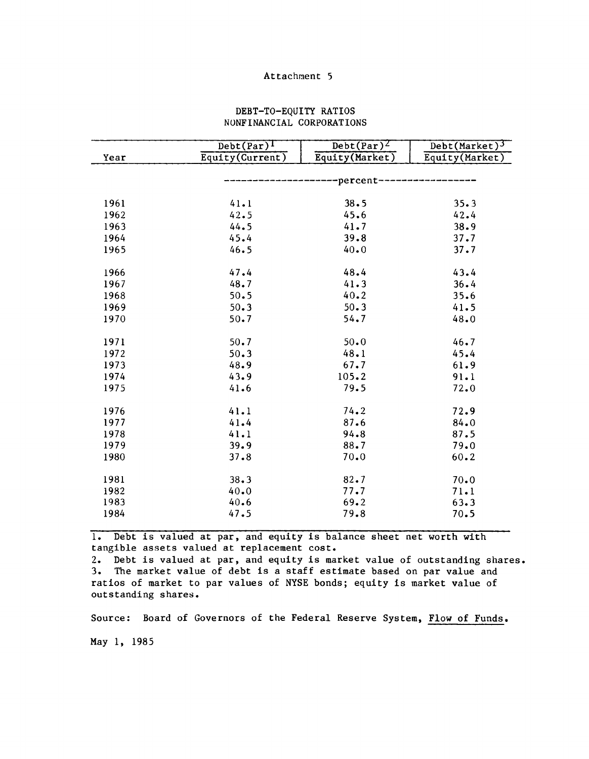Attachment 5

# DEBT-TO-EQUITY RATIOS
## NONFINANCIAL CORPORATIONS

| Year | Debt(Par)[1] / Equity(Current) | Debt(Par)[2] / Equity(Market) | Debt(Market)[3] / Equity(Market) |
|---|---|---|---|
| | percent | | |
| 1961 | 41.1 | 38.5 | 35.3 |
| 1962 | 42.5 | 45.6 | 42.4 |
| 1963 | 44.5 | 41.7 | 38.9 |
| 1964 | 45.4 | 39.8 | 37.7 |
| 1965 | 46.5 | 40.0 | 37.7 |
| 1966 | 47.4 | 48.4 | 43.4 |
| 1967 | 48.7 | 41.3 | 36.4 |
| 1968 | 50.5 | 40.2 | 35.6 |
| 1969 | 50.3 | 50.3 | 41.5 |
| 1970 | 50.7 | 54.7 | 48.0 |
| 1971 | 50.7 | 50.0 | 46.7 |
| 1972 | 50.3 | 48.1 | 45.4 |
| 1973 | 48.9 | 67.7 | 61.9 |
| 1974 | 43.9 | 105.2 | 91.1 |
| 1975 | 41.6 | 79.5 | 72.0 |
| 1976 | 41.1 | 74.2 | 72.9 |
| 1977 | 41.4 | 87.6 | 84.0 |
| 1978 | 41.1 | 94.8 | 87.5 |
| 1979 | 39.9 | 88.7 | 79.0 |
| 1980 | 37.8 | 70.0 | 60.2 |
| 1981 | 38.3 | 82.7 | 70.0 |
| 1982 | 40.0 | 77.7 | 71.1 |
| 1983 | 40.6 | 69.2 | 63.3 |
| 1984 | 47.5 | 79.8 | 70.5 |

1. Debt is valued at par, and equity is balance sheet net worth with tangible assets valued at replacement cost.
2. Debt is valued at par, and equity is market value of outstanding shares.
3. The market value of debt is a staff estimate based on par value and ratios of market to par values of NYSE bonds; equity is market value of outstanding shares.

Source: Board of Governors of the Federal Reserve System, Flow of Funds.

May 1, 1985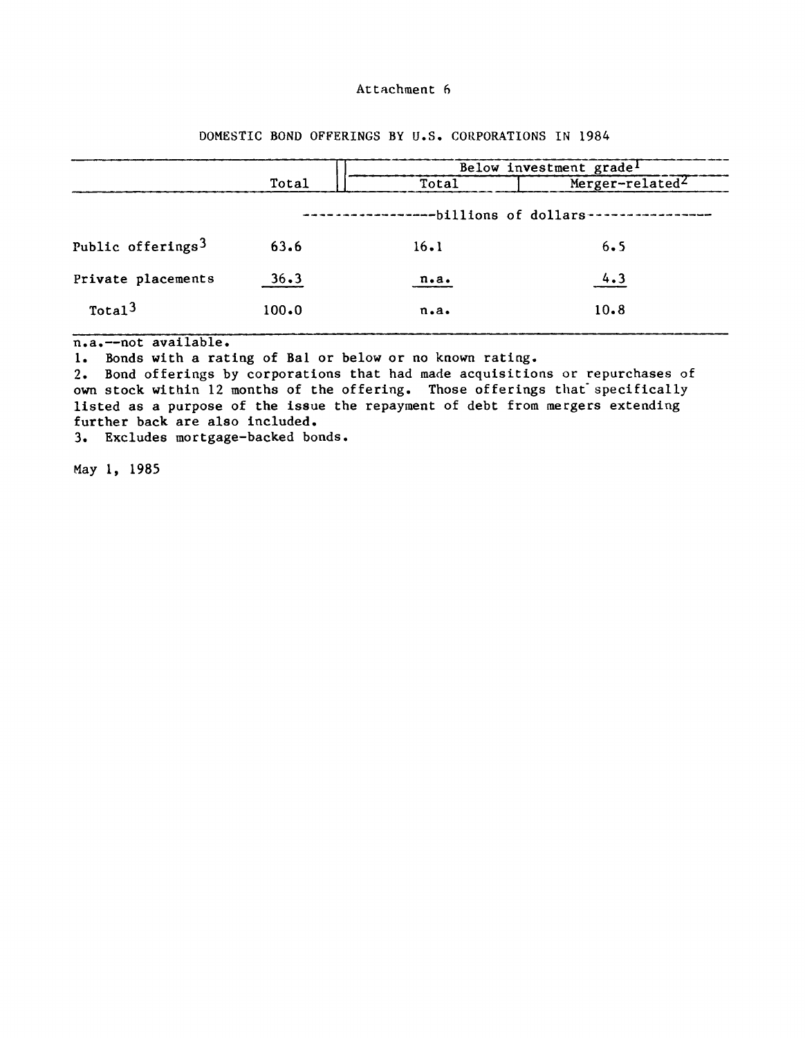Attachment 6

DOMESTIC BOND OFFERINGS BY U.S. CORPORATIONS IN 1984

| | Total | Below investment grade[1] | |
|---|---|---|---|
| | | Total | Merger-related[2] |
| | ----------------billions of dollars---------------- | | |
| Public offerings[3] | 63.6 | 16.1 | 6.5 |
| Private placements | 36.3 | n.a. | 4.3 |
| Total[3] | 100.0 | n.a. | 10.8 |

n.a.--not available.

1. Bonds with a rating of Ba1 or below or no known rating.
2. Bond offerings by corporations that had made acquisitions or repurchases of own stock within 12 months of the offering. Those offerings that specifically listed as a purpose of the issue the repayment of debt from mergers extending further back are also included.
3. Excludes mortgage-backed bonds.

May 1, 1985